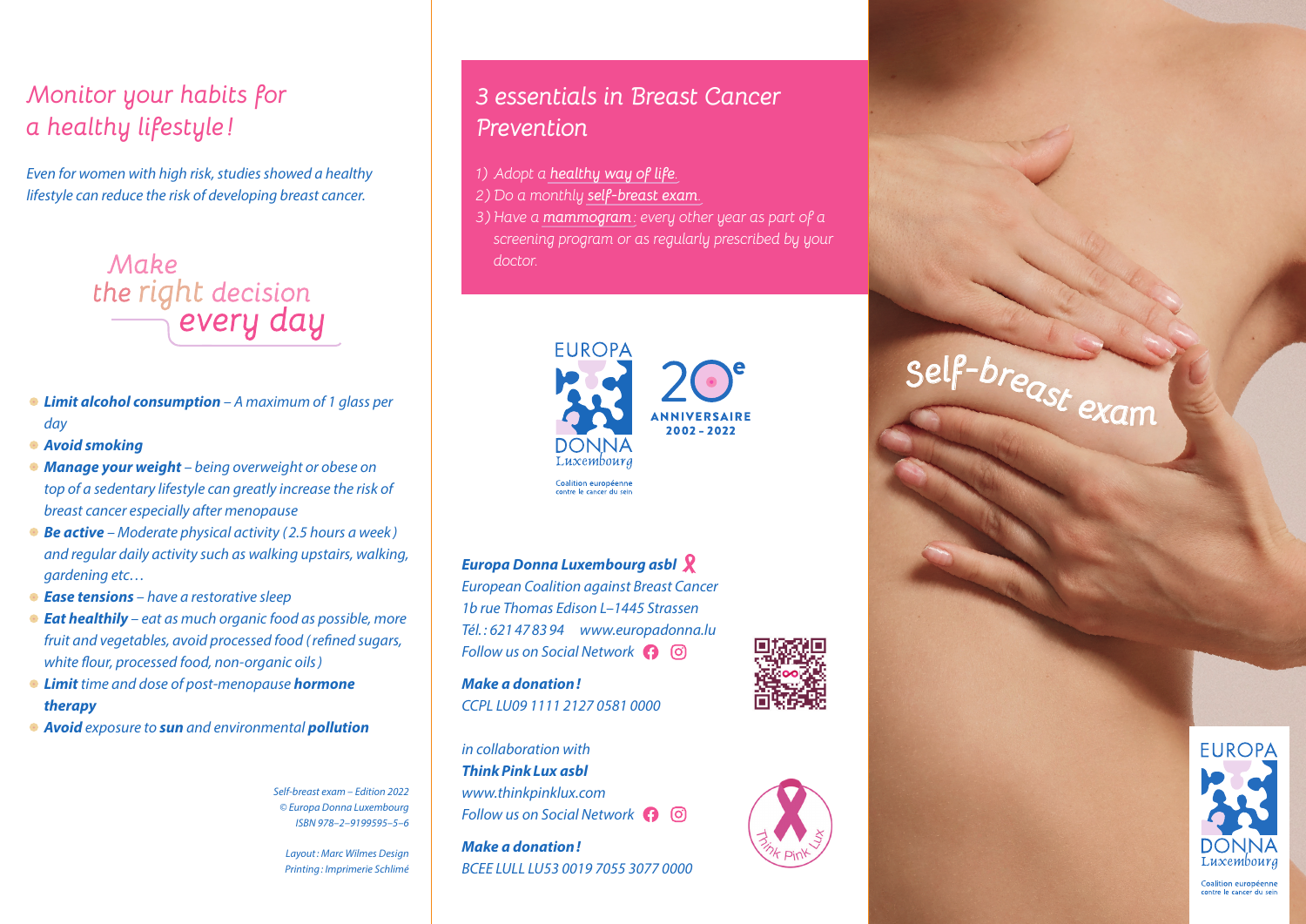# Monitor your habits for a healthy lifestyle!

*Even for women with high risk, studies showed a healthy lifestyle can reduce the risk of developing breast cancer.*

## Make the right decision every day

- ***Limit alcohol consumption*** *– A maximum of 1 glass per day*
- ***Avoid smoking***
- ***Manage your weight*** *– being overweight or obese on top of a sedentary lifestyle can greatly increase the risk of breast cancer especially after menopause*
- ***Be active*** *– Moderate physical activity (2.5 hours a week) and regular daily activity such as walking upstairs, walking, gardening etc…*
- ***Ease tensions*** *– have a restorative sleep*
- ***Eat healthily*** *– eat as much organic food as possible, more fruit and vegetables, avoid processed food (refined sugars, white flour, processed food, non-organic oils)*
- ***Limit*** *time and dose of post-menopause* ***hormone therapy***
- ***Avoid*** *exposure to* ***sun*** *and environmental* ***pollution***

*Self-breast exam – Edition 2022*
*© Europa Donna Luxembourg*
*ISBN 978-2-9199595-5-6*

*Layout: Marc Wilmes Design*
*Printing: Imprimerie Schlimé*

# 3 essentials in Breast Cancer Prevention

1) Adopt a healthy way of life.
2) Do a monthly self-breast exam.
3) Have a mammogram: every other year as part of a screening program or as regularly prescribed by your doctor.

EUROPA DONNA Luxembourg
Coalition européenne contre le cancer du sein

20e ANNIVERSAIRE 2002 – 2022

***Europa Donna Luxembourg asbl***
*European Coalition against Breast Cancer*
*1b rue Thomas Edison L–1445 Strassen*
*Tél.: 621 47 83 94 www.europadonna.lu*
*Follow us on Social Network*

***Make a donation!***
*CCPL LU09 1111 2127 0581 0000*

*in collaboration with*
***Think Pink Lux asbl***
*www.thinkpinklux.com*
*Follow us on Social Network*

***Make a donation!***
*BCEE LULL LU53 0019 7055 3077 0000*

# Self-breast exam

EUROPA DONNA Luxembourg
Coalition européenne contre le cancer du sein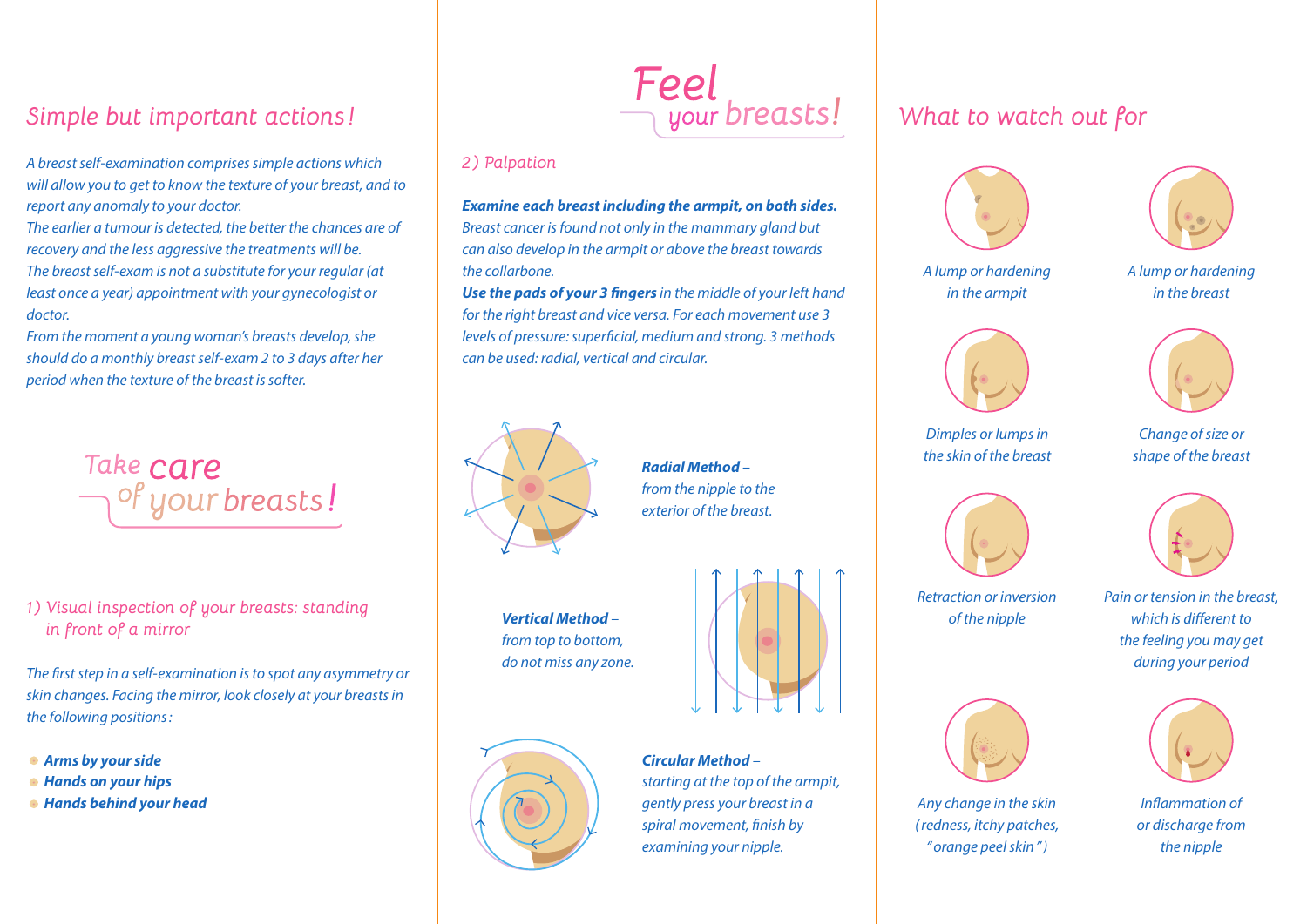## Simple but important actions!

*A breast self-examination comprises simple actions which will allow you to get to know the texture of your breast, and to report any anomaly to your doctor.*
*The earlier a tumour is detected, the better the chances are of recovery and the less aggressive the treatments will be.*
*The breast self-exam is not a substitute for your regular (at least once a year) appointment with your gynecologist or doctor.*
*From the moment a young woman's breasts develop, she should do a monthly breast self-exam 2 to 3 days after her period when the texture of the breast is softer.*

## Take care of your breasts!

### 1) Visual inspection of your breasts: standing in front of a mirror

*The first step in a self-examination is to spot any asymmetry or skin changes. Facing the mirror, look closely at your breasts in the following positions:*

- ***Arms by your side***
- ***Hands on your hips***
- ***Hands behind your head***

## Feel your breasts!

### 2) Palpation

***Examine each breast including the armpit, on both sides.*** *Breast cancer is found not only in the mammary gland but can also develop in the armpit or above the breast towards the collarbone.*
***Use the pads of your 3 fingers*** *in the middle of your left hand for the right breast and vice versa. For each movement use 3 levels of pressure: superficial, medium and strong. 3 methods can be used: radial, vertical and circular.*

***Radial Method*** *– from the nipple to the exterior of the breast.*

***Vertical Method*** *– from top to bottom, do not miss any zone.*

***Circular Method*** *– starting at the top of the armpit, gently press your breast in a spiral movement, finish by examining your nipple.*

## What to watch out for

*A lump or hardening in the armpit*

*A lump or hardening in the breast*

*Dimples or lumps in the skin of the breast*

*Change of size or shape of the breast*

*Retraction or inversion of the nipple*

*Pain or tension in the breast, which is different to the feeling you may get during your period*

*Any change in the skin (redness, itchy patches, "orange peel skin")*

*Inflammation of or discharge from the nipple*